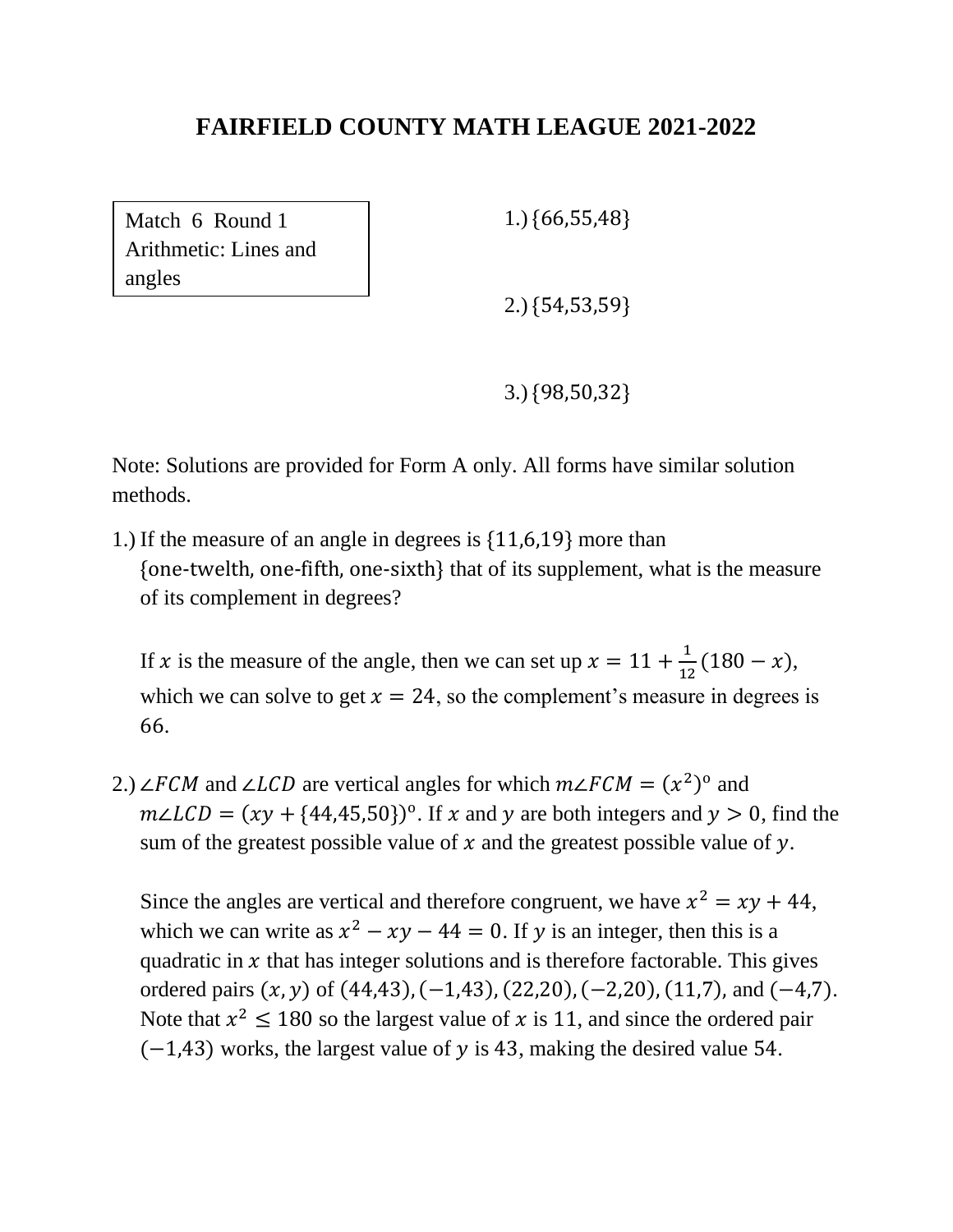# FAIRFIELD COUNTY MATH LEAGUE 2021-2022

Match 6 Round 1
Arithmetic: Lines and angles

1.) $\{66,55,48\}$

2.) $\{54,53,59\}$

3.) $\{98,50,32\}$

Note: Solutions are provided for Form A only. All forms have similar solution methods.

1.) If the measure of an angle in degrees is $\{11,6,19\}$ more than $\{\text{one-twelth, one-fifth, one-sixth}\}$ that of its supplement, what is the measure of its complement in degrees?

If $x$ is the measure of the angle, then we can set up $x = 11 + \frac{1}{12}(180 - x)$, which we can solve to get $x = 24$, so the complement's measure in degrees is $66$.

2.) $\angle FCM$ and $\angle LCD$ are vertical angles for which $m\angle FCM = (x^2)^{\text{o}}$ and $m\angle LCD = (xy + \{44,45,50\})^{\text{o}}$. If $x$ and $y$ are both integers and $y > 0$, find the sum of the greatest possible value of $x$ and the greatest possible value of $y$.

Since the angles are vertical and therefore congruent, we have $x^2 = xy + 44$, which we can write as $x^2 - xy - 44 = 0$. If $y$ is an integer, then this is a quadratic in $x$ that has integer solutions and is therefore factorable. This gives ordered pairs $(x, y)$ of $(44,43), (-1,43), (22,20), (-2,20), (11,7)$, and $(-4,7)$. Note that $x^2 \leq 180$ so the largest value of $x$ is 11, and since the ordered pair $(-1,43)$ works, the largest value of $y$ is 43, making the desired value $54$.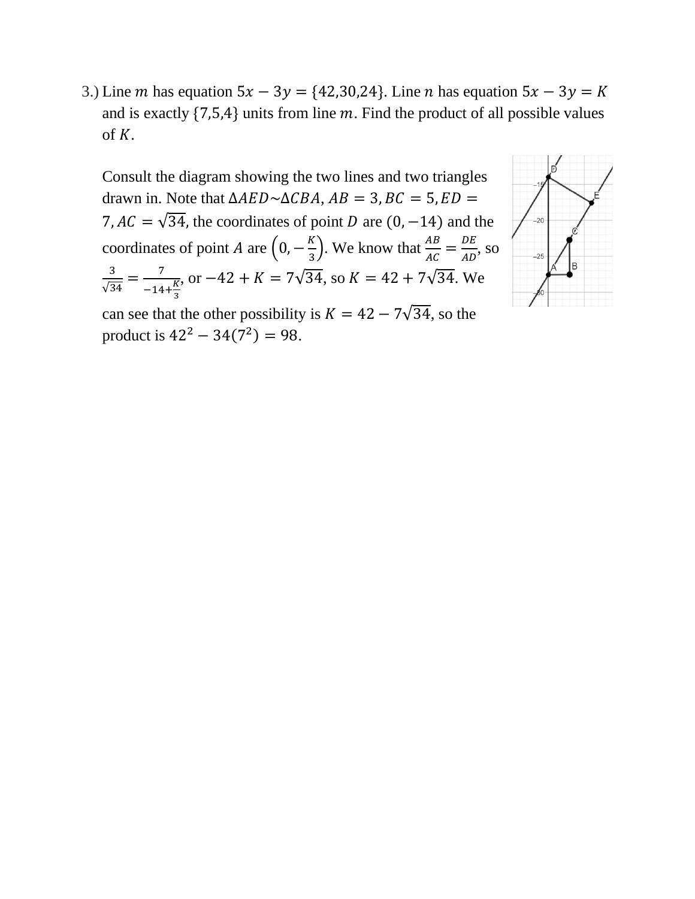3.) Line $m$ has equation $5x - 3y = \{42,30,24\}$. Line $n$ has equation $5x - 3y = K$ and is exactly $\{7,5,4\}$ units from line $m$. Find the product of all possible values of $K$.

Consult the diagram showing the two lines and two triangles drawn in. Note that $\Delta AED \sim \Delta CBA$, $AB = 3, BC = 5, ED = 7, AC = \sqrt{34}$, the coordinates of point $D$ are $(0, -14)$ and the coordinates of point $A$ are $\left(0, -\frac{K}{3}\right)$. We know that $\frac{AB}{AC} = \frac{DE}{AD}$, so $\frac{3}{\sqrt{34}} = \frac{7}{-14+\frac{K}{3}}$, or $-42 + K = 7\sqrt{34}$, so $K = 42 + 7\sqrt{34}$. We can see that the other possibility is $K = 42 - 7\sqrt{34}$, so the product is $42^2 - 34(7^2) = 98$.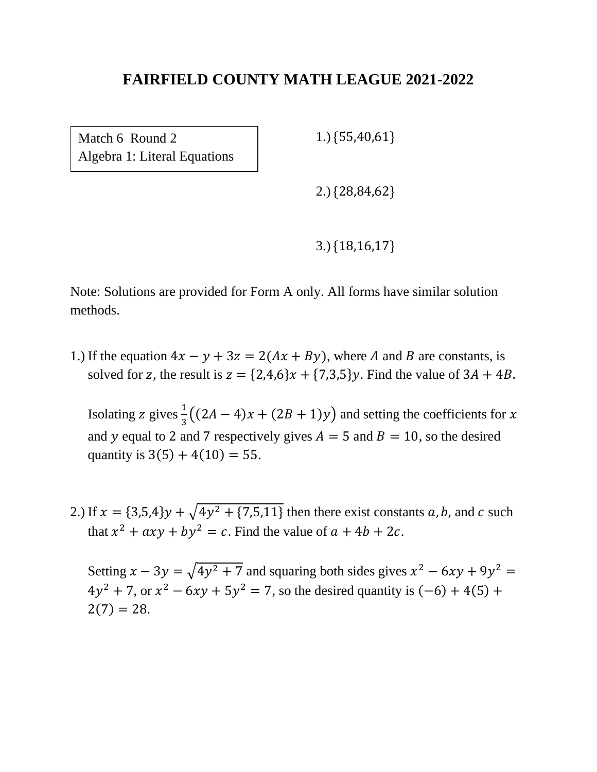# FAIRFIELD COUNTY MATH LEAGUE 2021-2022

Match 6 Round 2
Algebra 1: Literal Equations

1.) $\{55,40,61\}$

2.) $\{28,84,62\}$

3.) $\{18,16,17\}$

Note: Solutions are provided for Form A only. All forms have similar solution methods.

1.) If the equation $4x - y + 3z = 2(Ax + By)$, where $A$ and $B$ are constants, is solved for $z$, the result is $z = \{2,4,6\}x + \{7,3,5\}y$. Find the value of $3A + 4B$.

Isolating $z$ gives $\frac{1}{3}\big((2A-4)x + (2B+1)y\big)$ and setting the coefficients for $x$ and $y$ equal to 2 and 7 respectively gives $A = 5$ and $B = 10$, so the desired quantity is $3(5) + 4(10) = 55$.

2.) If $x = \{3,5,4\}y + \sqrt{4y^2 + \{7,5,11\}}$ then there exist constants $a, b,$ and $c$ such that $x^2 + axy + by^2 = c$. Find the value of $a + 4b + 2c$.

Setting $x - 3y = \sqrt{4y^2 + 7}$ and squaring both sides gives $x^2 - 6xy + 9y^2 = 4y^2 + 7$, or $x^2 - 6xy + 5y^2 = 7$, so the desired quantity is $(-6) + 4(5) + 2(7) = 28$.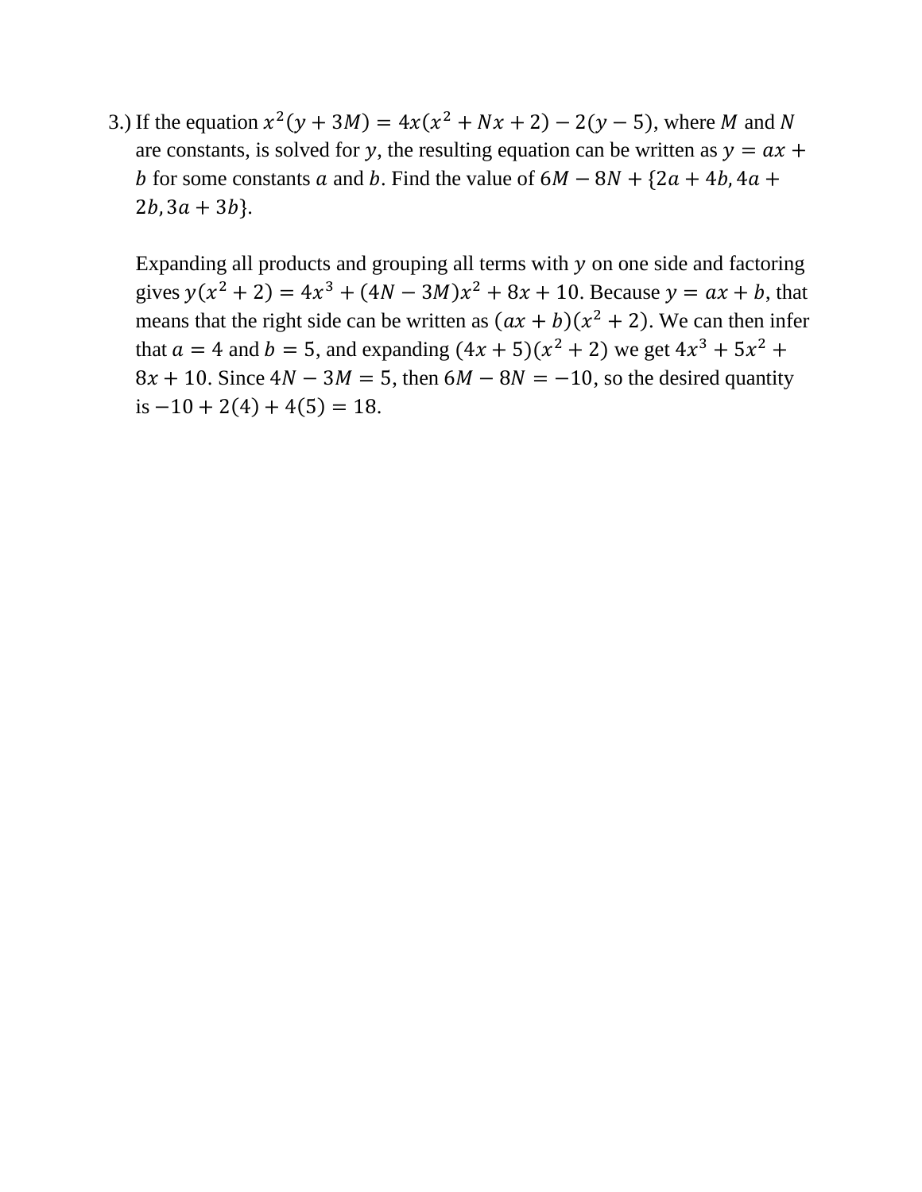3.) If the equation $x^2(y + 3M) = 4x(x^2 + Nx + 2) - 2(y - 5)$, where $M$ and $N$ are constants, is solved for $y$, the resulting equation can be written as $y = ax + b$ for some constants $a$ and $b$. Find the value of $6M - 8N + \{2a + 4b, 4a + 2b, 3a + 3b\}$.

Expanding all products and grouping all terms with $y$ on one side and factoring gives $y(x^2 + 2) = 4x^3 + (4N - 3M)x^2 + 8x + 10$. Because $y = ax + b$, that means that the right side can be written as $(ax + b)(x^2 + 2)$. We can then infer that $a = 4$ and $b = 5$, and expanding $(4x + 5)(x^2 + 2)$ we get $4x^3 + 5x^2 + 8x + 10$. Since $4N - 3M = 5$, then $6M - 8N = -10$, so the desired quantity is $-10 + 2(4) + 4(5) = 18$.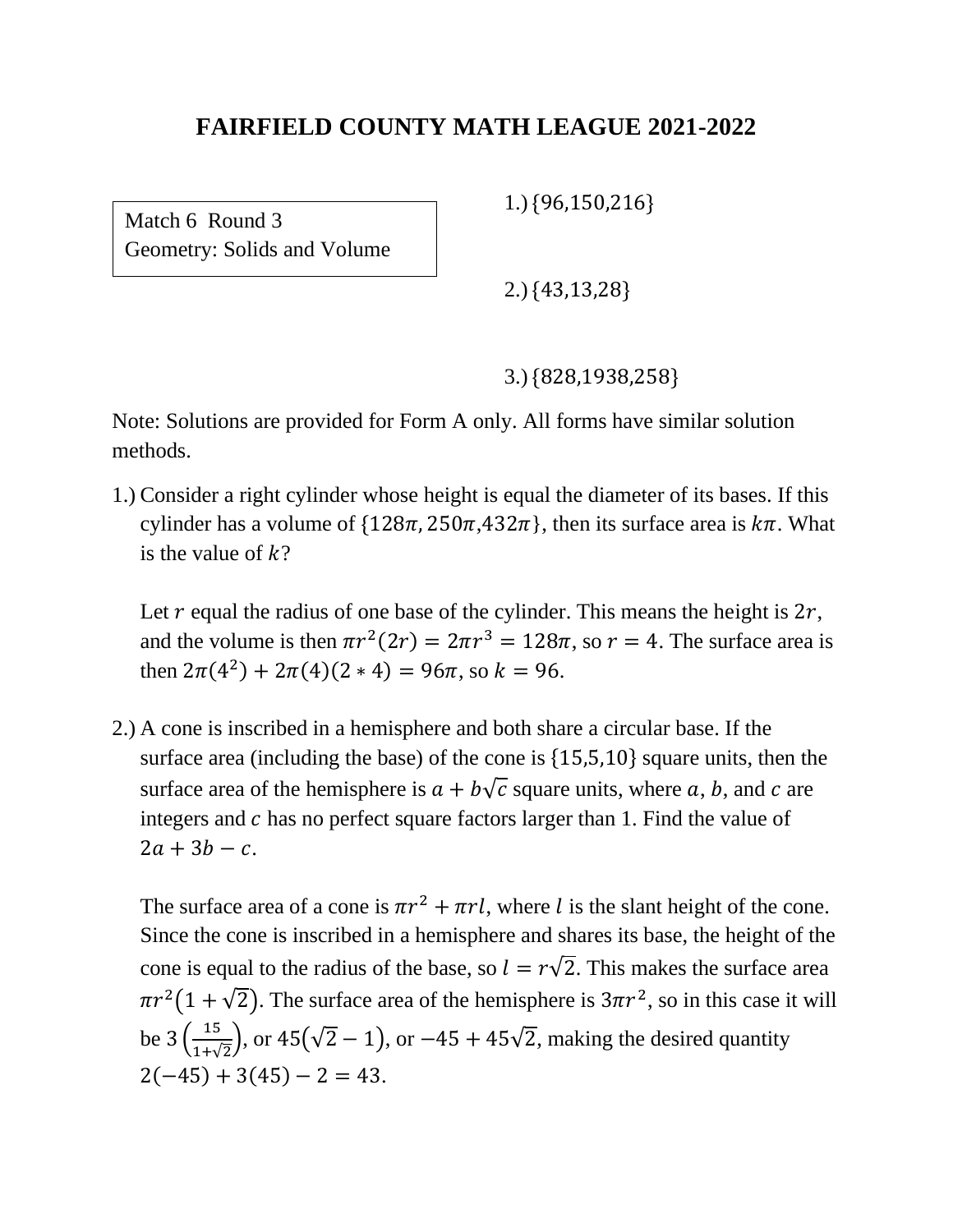# FAIRFIELD COUNTY MATH LEAGUE 2021-2022

Match 6 Round 3
Geometry: Solids and Volume

1.) $\{96,150,216\}$

2.) $\{43,13,28\}$

3.) $\{828,1938,258\}$

Note: Solutions are provided for Form A only. All forms have similar solution methods.

1.) Consider a right cylinder whose height is equal the diameter of its bases. If this cylinder has a volume of $\{128\pi, 250\pi, 432\pi\}$, then its surface area is $k\pi$. What is the value of $k$?

Let $r$ equal the radius of one base of the cylinder. This means the height is $2r$, and the volume is then $\pi r^2(2r) = 2\pi r^3 = 128\pi$, so $r = 4$. The surface area is then $2\pi(4^2) + 2\pi(4)(2 * 4) = 96\pi$, so $k = 96$.

2.) A cone is inscribed in a hemisphere and both share a circular base. If the surface area (including the base) of the cone is $\{15,5,10\}$ square units, then the surface area of the hemisphere is $a + b\sqrt{c}$ square units, where $a$, $b$, and $c$ are integers and $c$ has no perfect square factors larger than 1. Find the value of $2a + 3b - c$.

The surface area of a cone is $\pi r^2 + \pi r l$, where $l$ is the slant height of the cone. Since the cone is inscribed in a hemisphere and shares its base, the height of the cone is equal to the radius of the base, so $l = r\sqrt{2}$. This makes the surface area $\pi r^2(1 + \sqrt{2})$. The surface area of the hemisphere is $3\pi r^2$, so in this case it will be $3\left(\frac{15}{1+\sqrt{2}}\right)$, or $45(\sqrt{2} - 1)$, or $-45 + 45\sqrt{2}$, making the desired quantity $2(-45) + 3(45) - 2 = 43$.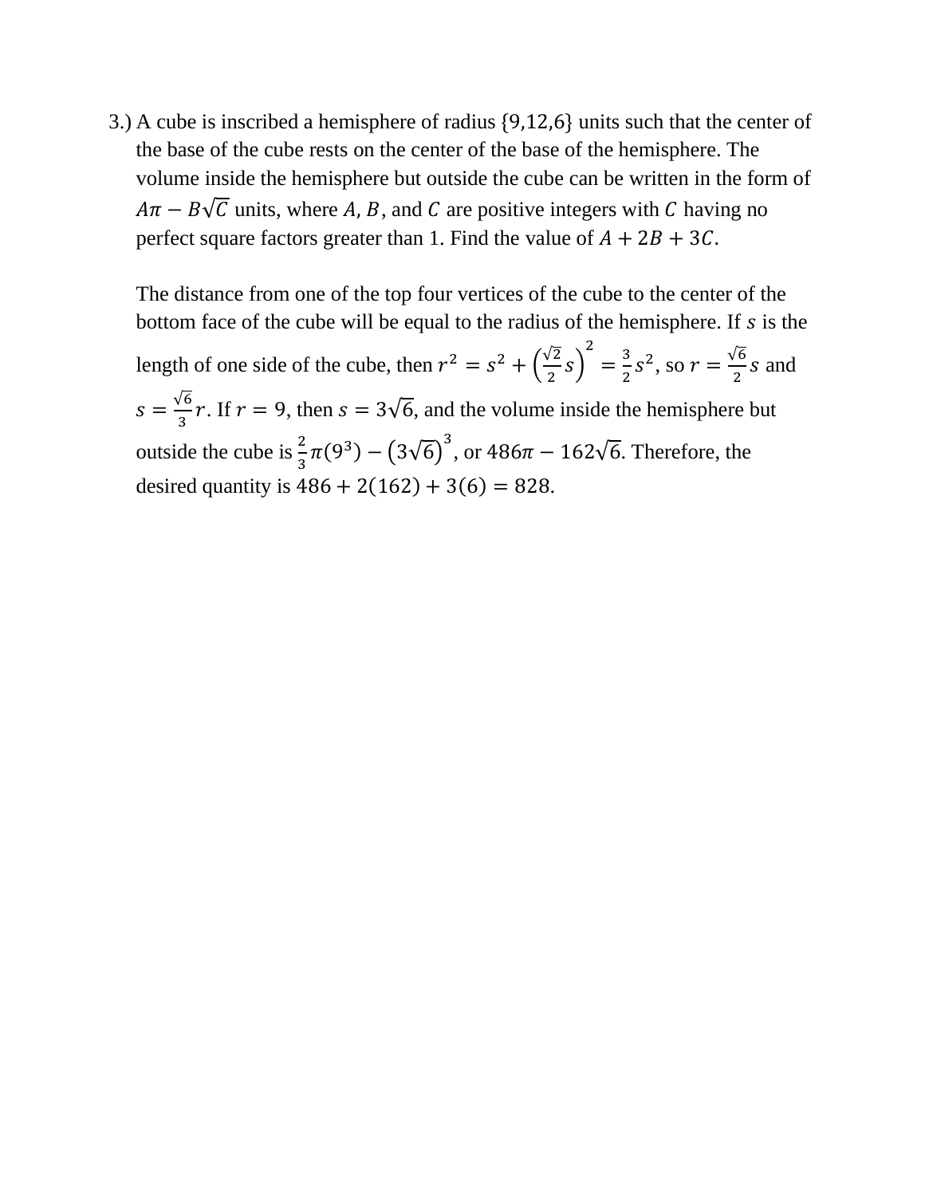3.) A cube is inscribed a hemisphere of radius {9,12,6} units such that the center of the base of the cube rests on the center of the base of the hemisphere. The volume inside the hemisphere but outside the cube can be written in the form of $A\pi - B\sqrt{C}$ units, where $A$, $B$, and $C$ are positive integers with $C$ having no perfect square factors greater than 1. Find the value of $A + 2B + 3C$.

The distance from one of the top four vertices of the cube to the center of the bottom face of the cube will be equal to the radius of the hemisphere. If $s$ is the length of one side of the cube, then $r^2 = s^2 + \left(\frac{\sqrt{2}}{2}s\right)^2 = \frac{3}{2}s^2$, so $r = \frac{\sqrt{6}}{2}s$ and $s = \frac{\sqrt{6}}{3}r$. If $r = 9$, then $s = 3\sqrt{6}$, and the volume inside the hemisphere but outside the cube is $\frac{2}{3}\pi(9^3) - \left(3\sqrt{6}\right)^3$, or $486\pi - 162\sqrt{6}$. Therefore, the desired quantity is $486 + 2(162) + 3(6) = 828$.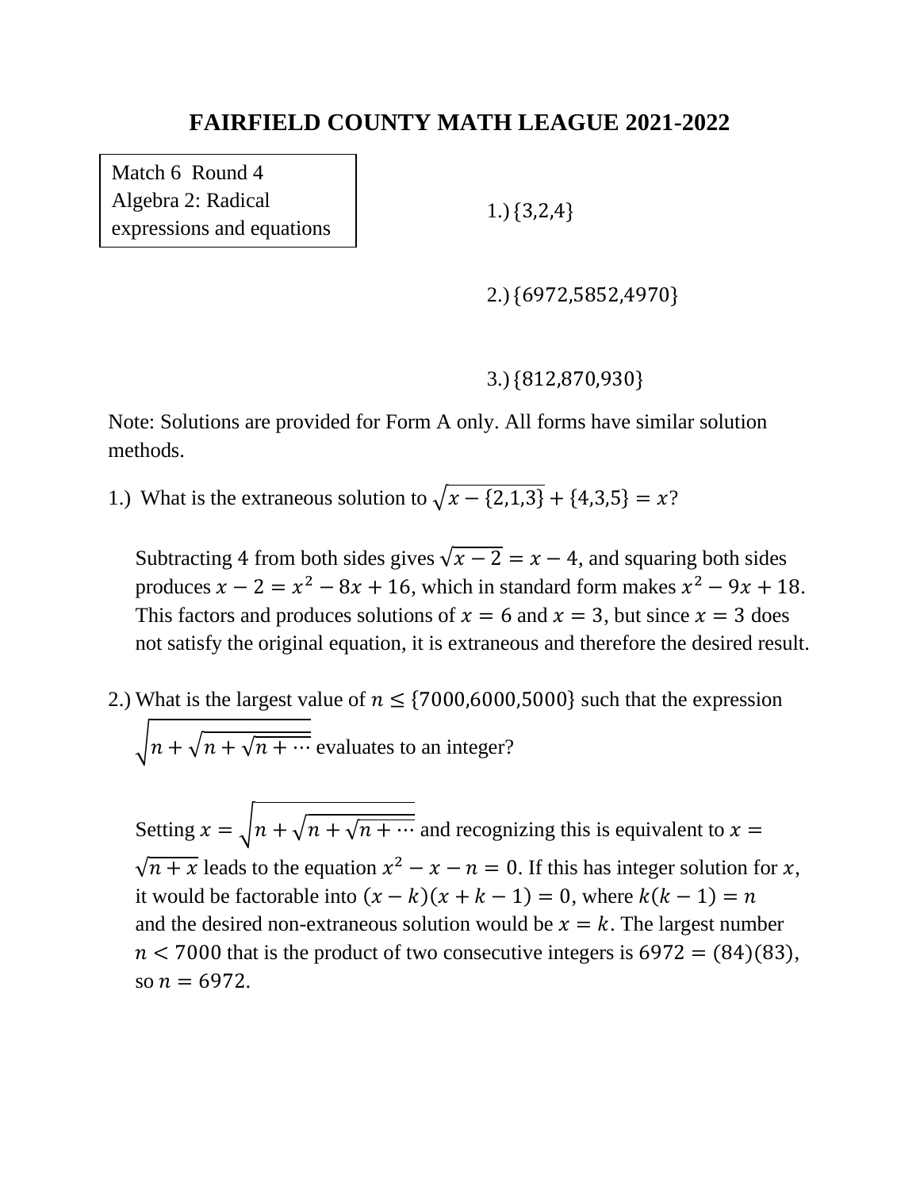# FAIRFIELD COUNTY MATH LEAGUE 2021-2022

Match 6 Round 4
Algebra 2: Radical expressions and equations

1.) $\{3,2,4\}$

2.) $\{6972,5852,4970\}$

3.) $\{812,870,930\}$

Note: Solutions are provided for Form A only. All forms have similar solution methods.

1.) What is the extraneous solution to $\sqrt{x-\{2,1,3\}}+\{4,3,5\}=x$?

Subtracting 4 from both sides gives $\sqrt{x-2}=x-4$, and squaring both sides produces $x-2=x^2-8x+16$, which in standard form makes $x^2-9x+18$. This factors and produces solutions of $x=6$ and $x=3$, but since $x=3$ does not satisfy the original equation, it is extraneous and therefore the desired result.

2.) What is the largest value of $n \leq \{7000,6000,5000\}$ such that the expression $\sqrt{n+\sqrt{n+\sqrt{n+\cdots}}}$ evaluates to an integer?

Setting $x=\sqrt{n+\sqrt{n+\sqrt{n+\cdots}}}$ and recognizing this is equivalent to $x=\sqrt{n+x}$ leads to the equation $x^2-x-n=0$. If this has integer solution for $x$, it would be factorable into $(x-k)(x+k-1)=0$, where $k(k-1)=n$ and the desired non-extraneous solution would be $x=k$. The largest number $n<7000$ that is the product of two consecutive integers is $6972=(84)(83)$, so $n=6972$.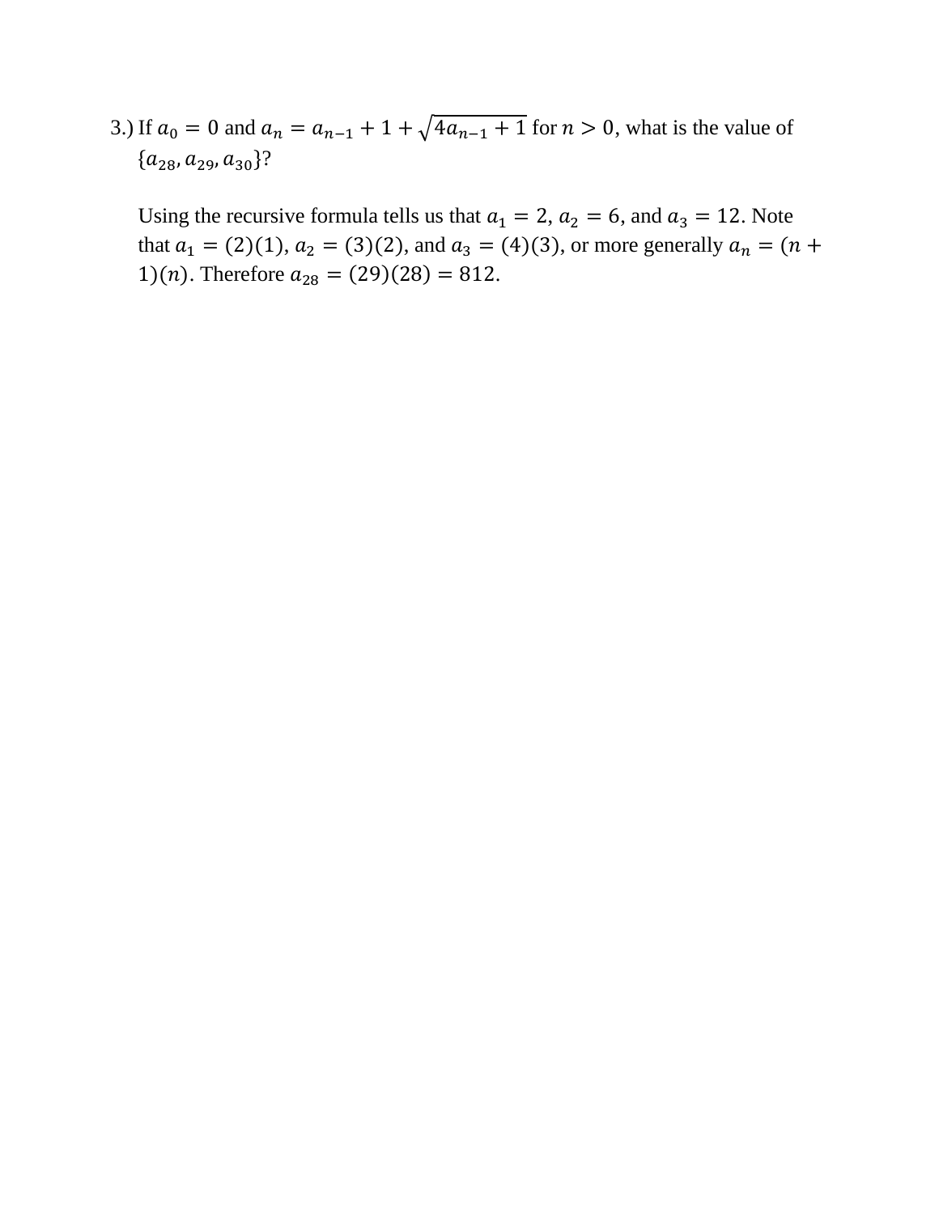3.) If $a_0 = 0$ and $a_n = a_{n-1} + 1 + \sqrt{4a_{n-1} + 1}$ for $n > 0$, what is the value of $\{a_{28}, a_{29}, a_{30}\}$?

Using the recursive formula tells us that $a_1 = 2$, $a_2 = 6$, and $a_3 = 12$. Note that $a_1 = (2)(1)$, $a_2 = (3)(2)$, and $a_3 = (4)(3)$, or more generally $a_n = (n + 1)(n)$. Therefore $a_{28} = (29)(28) = 812$.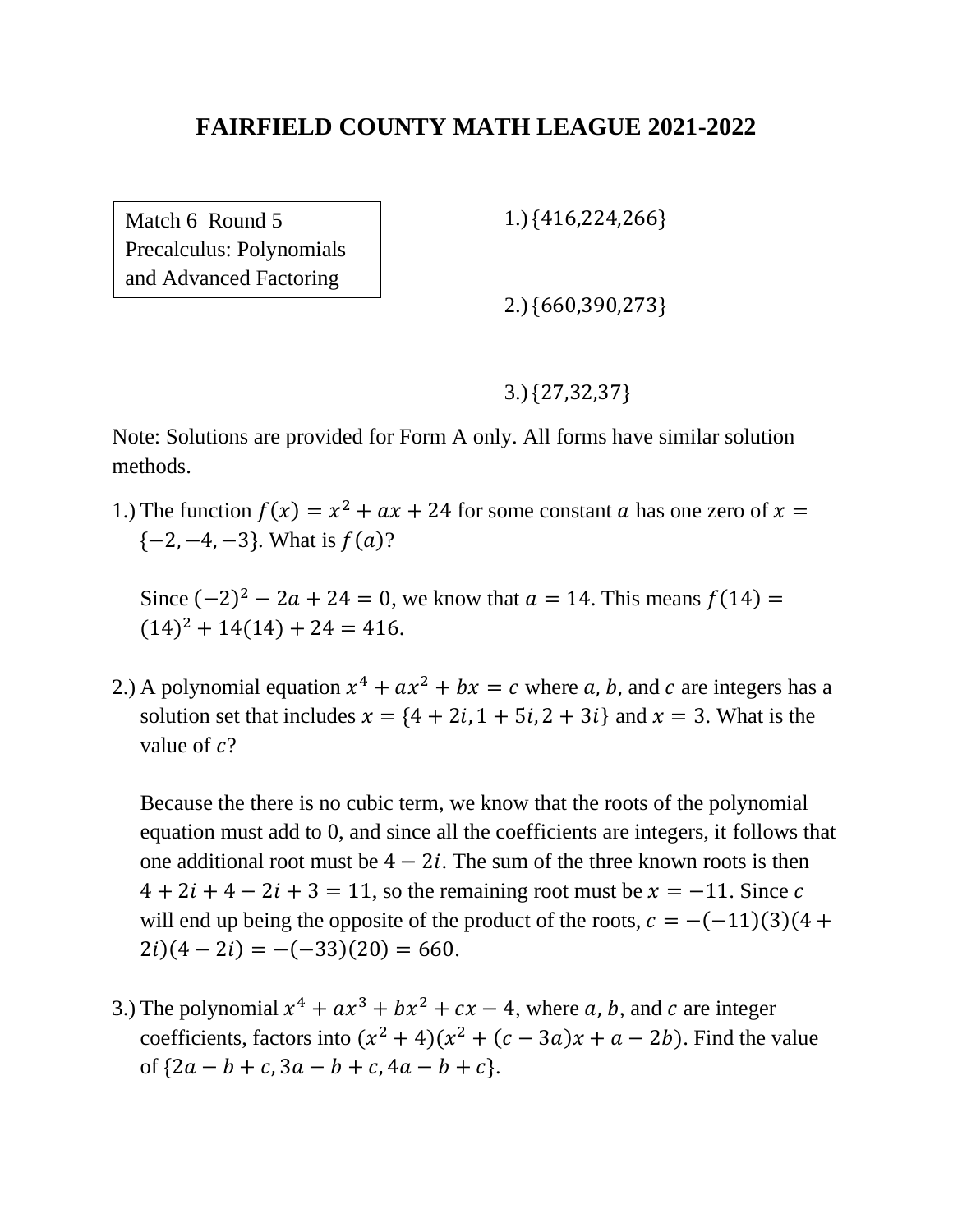## FAIRFIELD COUNTY MATH LEAGUE 2021-2022

Match 6 Round 5
Precalculus: Polynomials and Advanced Factoring

1.) $\{416, 224, 266\}$

2.) $\{660, 390, 273\}$

3.) $\{27, 32, 37\}$

Note: Solutions are provided for Form A only. All forms have similar solution methods.

1.) The function $f(x) = x^2 + ax + 24$ for some constant $a$ has one zero of $x = \{-2, -4, -3\}$. What is $f(a)$?

Since $(-2)^2 - 2a + 24 = 0$, we know that $a = 14$. This means $f(14) = (14)^2 + 14(14) + 24 = 416$.

2.) A polynomial equation $x^4 + ax^2 + bx = c$ where $a, b,$ and $c$ are integers has a solution set that includes $x = \{4 + 2i, 1 + 5i, 2 + 3i\}$ and $x = 3$. What is the value of $c$?

Because the there is no cubic term, we know that the roots of the polynomial equation must add to 0, and since all the coefficients are integers, it follows that one additional root must be $4 - 2i$. The sum of the three known roots is then $4 + 2i + 4 - 2i + 3 = 11$, so the remaining root must be $x = -11$. Since $c$ will end up being the opposite of the product of the roots, $c = -(-11)(3)(4 + 2i)(4 - 2i) = -(-33)(20) = 660$.

3.) The polynomial $x^4 + ax^3 + bx^2 + cx - 4$, where $a, b,$ and $c$ are integer coefficients, factors into $(x^2 + 4)(x^2 + (c - 3a)x + a - 2b)$. Find the value of $\{2a - b + c, 3a - b + c, 4a - b + c\}$.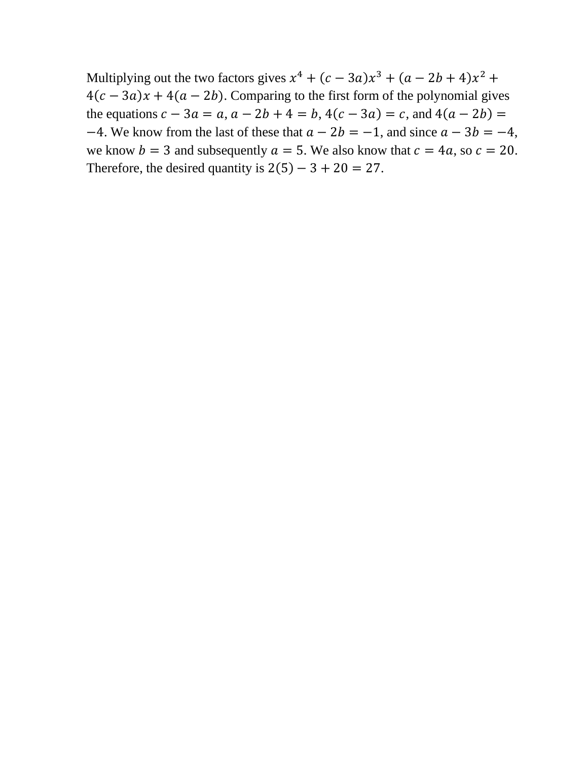Multiplying out the two factors gives $x^4 + (c - 3a)x^3 + (a - 2b + 4)x^2 + 4(c - 3a)x + 4(a - 2b)$. Comparing to the first form of the polynomial gives the equations $c - 3a = a$, $a - 2b + 4 = b$, $4(c - 3a) = c$, and $4(a - 2b) = -4$. We know from the last of these that $a - 2b = -1$, and since $a - 3b = -4$, we know $b = 3$ and subsequently $a = 5$. We also know that $c = 4a$, so $c = 20$. Therefore, the desired quantity is $2(5) - 3 + 20 = 27$.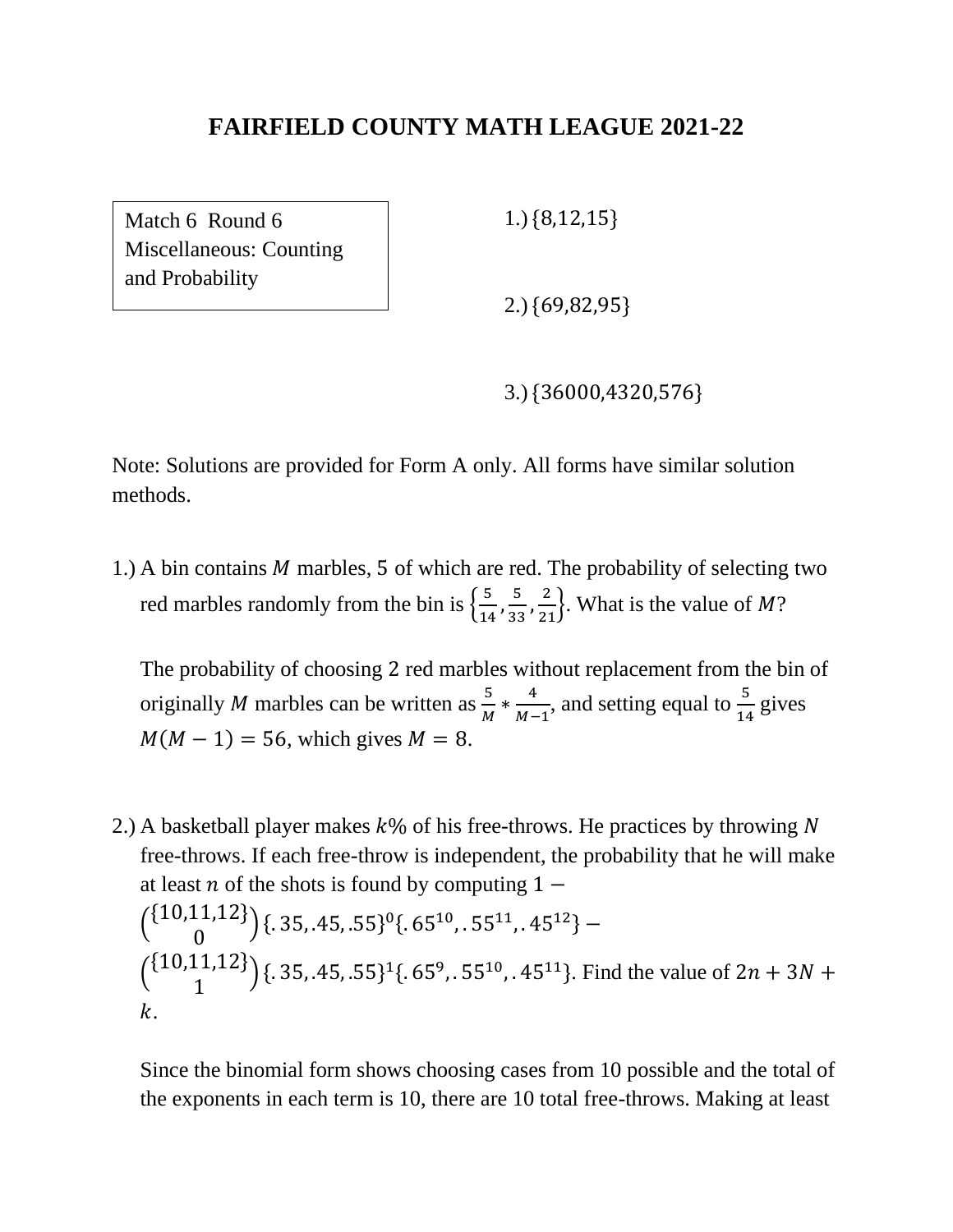# FAIRFIELD COUNTY MATH LEAGUE 2021-22

Match 6 Round 6
Miscellaneous: Counting and Probability

1.) $\{8,12,15\}$

2.) $\{69,82,95\}$

3.) $\{36000,4320,576\}$

Note: Solutions are provided for Form A only. All forms have similar solution methods.

1.) A bin contains $M$ marbles, 5 of which are red. The probability of selecting two red marbles randomly from the bin is $\left\{\frac{5}{14}, \frac{5}{33}, \frac{2}{21}\right\}$. What is the value of $M$?

The probability of choosing 2 red marbles without replacement from the bin of originally $M$ marbles can be written as $\frac{5}{M} * \frac{4}{M-1}$, and setting equal to $\frac{5}{14}$ gives $M(M-1) = 56$, which gives $M = 8$.

2.) A basketball player makes $k\%$ of his free-throws. He practices by throwing $N$ free-throws. If each free-throw is independent, the probability that he will make at least $n$ of the shots is found by computing $1 - \binom{\{10,11,12\}}{0}\{.35,.45,.55\}^0\{.65^{10},.55^{11},.45^{12}\} - \binom{\{10,11,12\}}{1}\{.35,.45,.55\}^1\{.65^9,.55^{10},.45^{11}\}$. Find the value of $2n + 3N + k$.

Since the binomial form shows choosing cases from 10 possible and the total of the exponents in each term is 10, there are 10 total free-throws. Making at least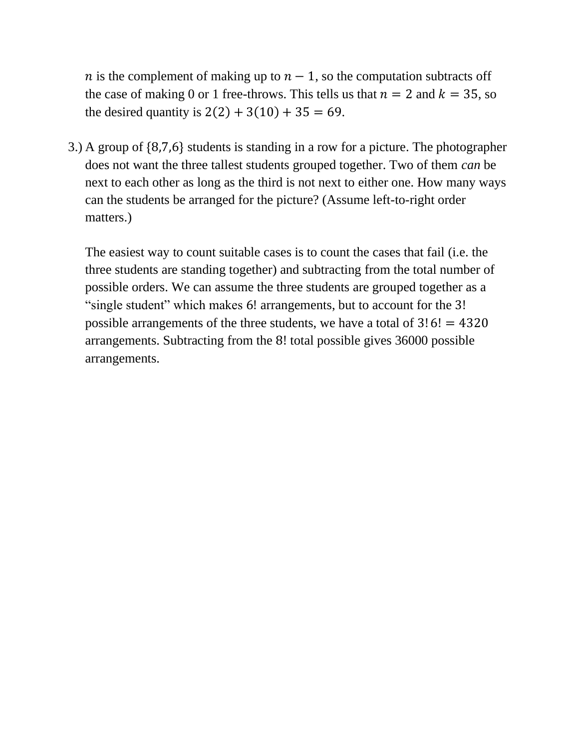$n$ is the complement of making up to $n-1$, so the computation subtracts off the case of making 0 or 1 free-throws. This tells us that $n = 2$ and $k = 35$, so the desired quantity is $2(2) + 3(10) + 35 = 69$.

3.) A group of $\{8,7,6\}$ students is standing in a row for a picture. The photographer does not want the three tallest students grouped together. Two of them *can* be next to each other as long as the third is not next to either one. How many ways can the students be arranged for the picture? (Assume left-to-right order matters.)

The easiest way to count suitable cases is to count the cases that fail (i.e. the three students are standing together) and subtracting from the total number of possible orders. We can assume the three students are grouped together as a "single student" which makes $6!$ arrangements, but to account for the $3!$ possible arrangements of the three students, we have a total of $3!\,6! = 4320$ arrangements. Subtracting from the 8! total possible gives 36000 possible arrangements.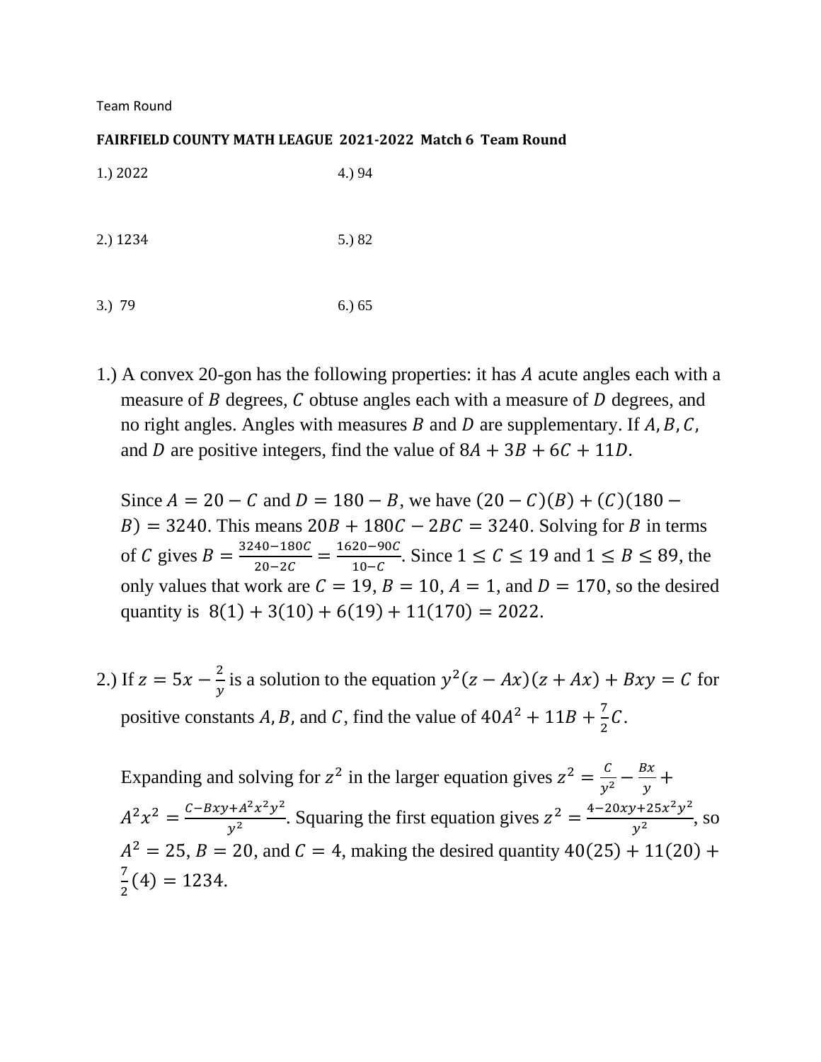Team Round

**FAIRFIELD COUNTY MATH LEAGUE 2021-2022 Match 6 Team Round**

| | |
|---|---|
| 1.) 2022 | 4.) 94 |
| 2.) 1234 | 5.) 82 |
| 3.) 79 | 6.) 65 |

1.) A convex 20-gon has the following properties: it has $A$ acute angles each with a measure of $B$ degrees, $C$ obtuse angles each with a measure of $D$ degrees, and no right angles. Angles with measures $B$ and $D$ are supplementary. If $A, B, C,$ and $D$ are positive integers, find the value of $8A + 3B + 6C + 11D$.

Since $A = 20 - C$ and $D = 180 - B$, we have $(20 - C)(B) + (C)(180 - B) = 3240$. This means $20B + 180C - 2BC = 3240$. Solving for $B$ in terms of $C$ gives $B = \frac{3240-180C}{20-2C} = \frac{1620-90C}{10-C}$. Since $1 \leq C \leq 19$ and $1 \leq B \leq 89$, the only values that work are $C = 19$, $B = 10$, $A = 1$, and $D = 170$, so the desired quantity is $8(1) + 3(10) + 6(19) + 11(170) = 2022$.

2.) If $z = 5x - \frac{2}{y}$ is a solution to the equation $y^2(z - Ax)(z + Ax) + Bxy = C$ for positive constants $A, B,$ and $C$, find the value of $40A^2 + 11B + \frac{7}{2}C$.

Expanding and solving for $z^2$ in the larger equation gives $z^2 = \frac{C}{y^2} - \frac{Bx}{y} + A^2x^2 = \frac{C - Bxy + A^2x^2y^2}{y^2}$. Squaring the first equation gives $z^2 = \frac{4 - 20xy + 25x^2y^2}{y^2}$, so $A^2 = 25$, $B = 20$, and $C = 4$, making the desired quantity $40(25) + 11(20) + \frac{7}{2}(4) = 1234$.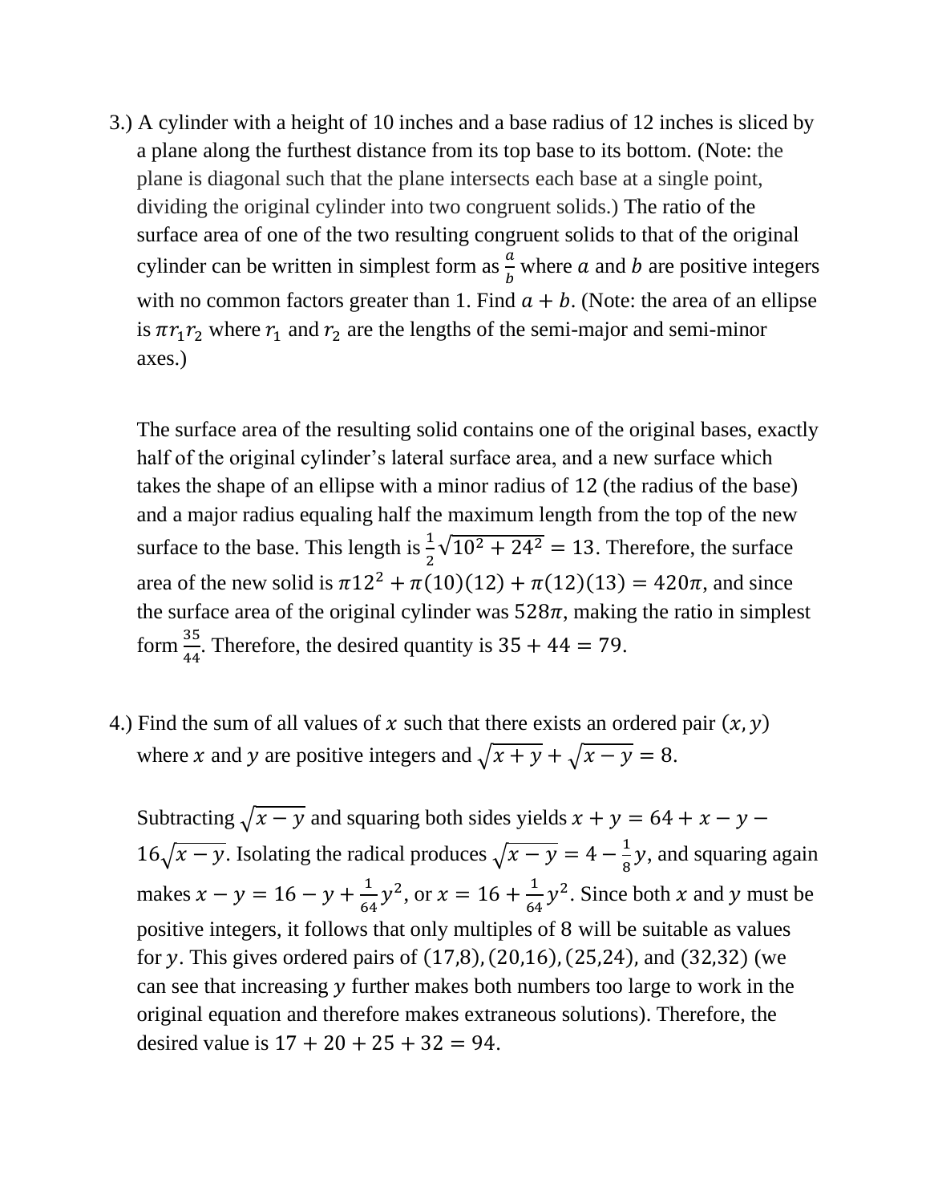3.) A cylinder with a height of 10 inches and a base radius of 12 inches is sliced by a plane along the furthest distance from its top base to its bottom. (Note: the plane is diagonal such that the plane intersects each base at a single point, dividing the original cylinder into two congruent solids.) The ratio of the surface area of one of the two resulting congruent solids to that of the original cylinder can be written in simplest form as $\frac{a}{b}$ where $a$ and $b$ are positive integers with no common factors greater than 1. Find $a + b$. (Note: the area of an ellipse is $\pi r_1 r_2$ where $r_1$ and $r_2$ are the lengths of the semi-major and semi-minor axes.)

The surface area of the resulting solid contains one of the original bases, exactly half of the original cylinder's lateral surface area, and a new surface which takes the shape of an ellipse with a minor radius of 12 (the radius of the base) and a major radius equaling half the maximum length from the top of the new surface to the base. This length is $\frac{1}{2}\sqrt{10^2 + 24^2} = 13$. Therefore, the surface area of the new solid is $\pi 12^2 + \pi(10)(12) + \pi(12)(13) = 420\pi$, and since the surface area of the original cylinder was $528\pi$, making the ratio in simplest form $\frac{35}{44}$. Therefore, the desired quantity is $35 + 44 = 79$.

4.) Find the sum of all values of $x$ such that there exists an ordered pair $(x, y)$ where $x$ and $y$ are positive integers and $\sqrt{x+y} + \sqrt{x-y} = 8$.

Subtracting $\sqrt{x-y}$ and squaring both sides yields $x + y = 64 + x - y - 16\sqrt{x-y}$. Isolating the radical produces $\sqrt{x-y} = 4 - \frac{1}{8}y$, and squaring again makes $x - y = 16 - y + \frac{1}{64}y^2$, or $x = 16 + \frac{1}{64}y^2$. Since both $x$ and $y$ must be positive integers, it follows that only multiples of 8 will be suitable as values for $y$. This gives ordered pairs of $(17,8), (20,16), (25,24)$, and $(32,32)$ (we can see that increasing $y$ further makes both numbers too large to work in the original equation and therefore makes extraneous solutions). Therefore, the desired value is $17 + 20 + 25 + 32 = 94$.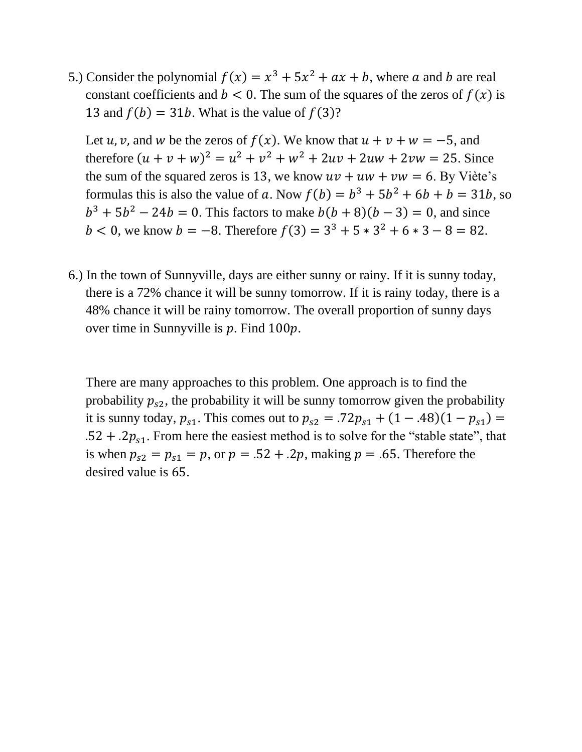5.) Consider the polynomial $f(x) = x^3 + 5x^2 + ax + b$, where $a$ and $b$ are real constant coefficients and $b < 0$. The sum of the squares of the zeros of $f(x)$ is 13 and $f(b) = 31b$. What is the value of $f(3)$?

Let $u, v,$ and $w$ be the zeros of $f(x)$. We know that $u + v + w = -5$, and therefore $(u + v + w)^2 = u^2 + v^2 + w^2 + 2uv + 2uw + 2vw = 25$. Since the sum of the squared zeros is 13, we know $uv + uw + vw = 6$. By Viète's formulas this is also the value of $a$. Now $f(b) = b^3 + 5b^2 + 6b + b = 31b$, so $b^3 + 5b^2 - 24b = 0$. This factors to make $b(b + 8)(b - 3) = 0$, and since $b < 0$, we know $b = -8$. Therefore $f(3) = 3^3 + 5 * 3^2 + 6 * 3 - 8 = 82$.

6.) In the town of Sunnyville, days are either sunny or rainy. If it is sunny today, there is a 72% chance it will be sunny tomorrow. If it is rainy today, there is a 48% chance it will be rainy tomorrow. The overall proportion of sunny days over time in Sunnyville is $p$. Find $100p$.

There are many approaches to this problem. One approach is to find the probability $p_{s2}$, the probability it will be sunny tomorrow given the probability it is sunny today, $p_{s1}$. This comes out to $p_{s2} = .72p_{s1} + (1 - .48)(1 - p_{s1}) = .52 + .2p_{s1}$. From here the easiest method is to solve for the "stable state", that is when $p_{s2} = p_{s1} = p$, or $p = .52 + .2p$, making $p = .65$. Therefore the desired value is 65.